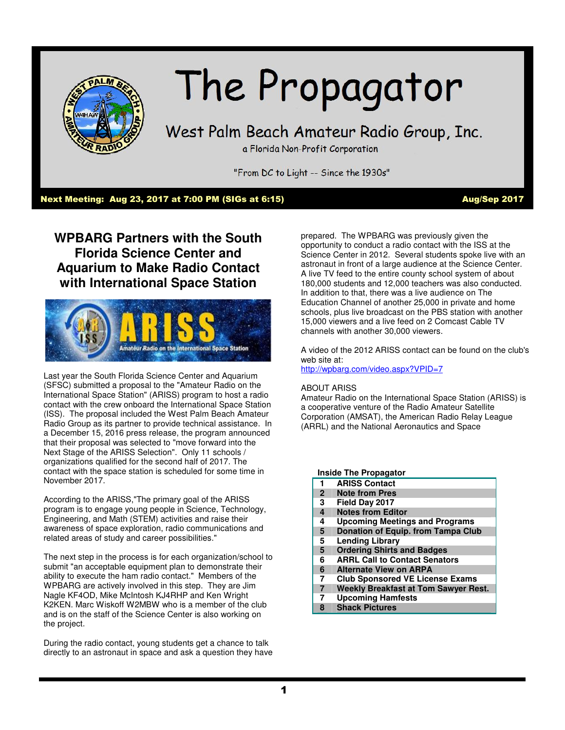# The Propagator

## West Palm Beach Amateur Radio Group, Inc.

a Florida Non-Profit Corporation

"From DC to Light -- Since the 1930s"

**Next Meeting: Aug 23, 2017 at 7:00 PM (SIGs at 6:15)** **Aug/Sep 2017**

## WPBARG Partners with the South Florida Science Center and Aquarium to Make Radio Contact with International Space Station

Last year the South Florida Science Center and Aquarium (SFSC) submitted a proposal to the "Amateur Radio on the International Space Station" (ARISS) program to host a radio contact with the crew onboard the International Space Station (ISS). The proposal included the West Palm Beach Amateur Radio Group as its partner to provide technical assistance. In a December 15, 2016 press release, the program announced that their proposal was selected to "move forward into the Next Stage of the ARISS Selection". Only 11 schools / organizations qualified for the second half of 2017. The contact with the space station is scheduled for some time in November 2017.

According to the ARISS,"The primary goal of the ARISS program is to engage young people in Science, Technology, Engineering, and Math (STEM) activities and raise their awareness of space exploration, radio communications and related areas of study and career possibilities."

The next step in the process is for each organization/school to submit "an acceptable equipment plan to demonstrate their ability to execute the ham radio contact." Members of the WPBARG are actively involved in this step. They are Jim Nagle KF4OD, Mike McIntosh KJ4RHP and Ken Wright K2KEN. Marc Wiskoff W2MBW who is a member of the club and is on the staff of the Science Center is also working on the project.

During the radio contact, young students get a chance to talk directly to an astronaut in space and ask a question they have prepared. The WPBARG was previously given the opportunity to conduct a radio contact with the ISS at the Science Center in 2012. Several students spoke live with an astronaut in front of a large audience at the Science Center. A live TV feed to the entire county school system of about 180,000 students and 12,000 teachers was also conducted. In addition to that, there was a live audience on The Education Channel of another 25,000 in private and home schools, plus live broadcast on the PBS station with another 15,000 viewers and a live feed on 2 Comcast Cable TV channels with another 30,000 viewers.

A video of the 2012 ARISS contact can be found on the club's web site at:
http://wpbarg.com/video.aspx?VPID=7

ABOUT ARISS
Amateur Radio on the International Space Station (ARISS) is a cooperative venture of the Radio Amateur Satellite Corporation (AMSAT), the American Radio Relay League (ARRL) and the National Aeronautics and Space

**Inside The Propagator**

| Page | Article |
|---|---|
| 1 | ARISS Contact |
| 2 | Note from Pres |
| 3 | Field Day 2017 |
| 4 | Notes from Editor |
| 4 | Upcoming Meetings and Programs |
| 5 | Donation of Equip. from Tampa Club |
| 5 | Lending Library |
| 5 | Ordering Shirts and Badges |
| 6 | ARRL Call to Contact Senators |
| 6 | Alternate View on ARPA |
| 7 | Club Sponsored VE License Exams |
| 7 | Weekly Breakfast at Tom Sawyer Rest. |
| 7 | Upcoming Hamfests |
| 8 | Shack Pictures |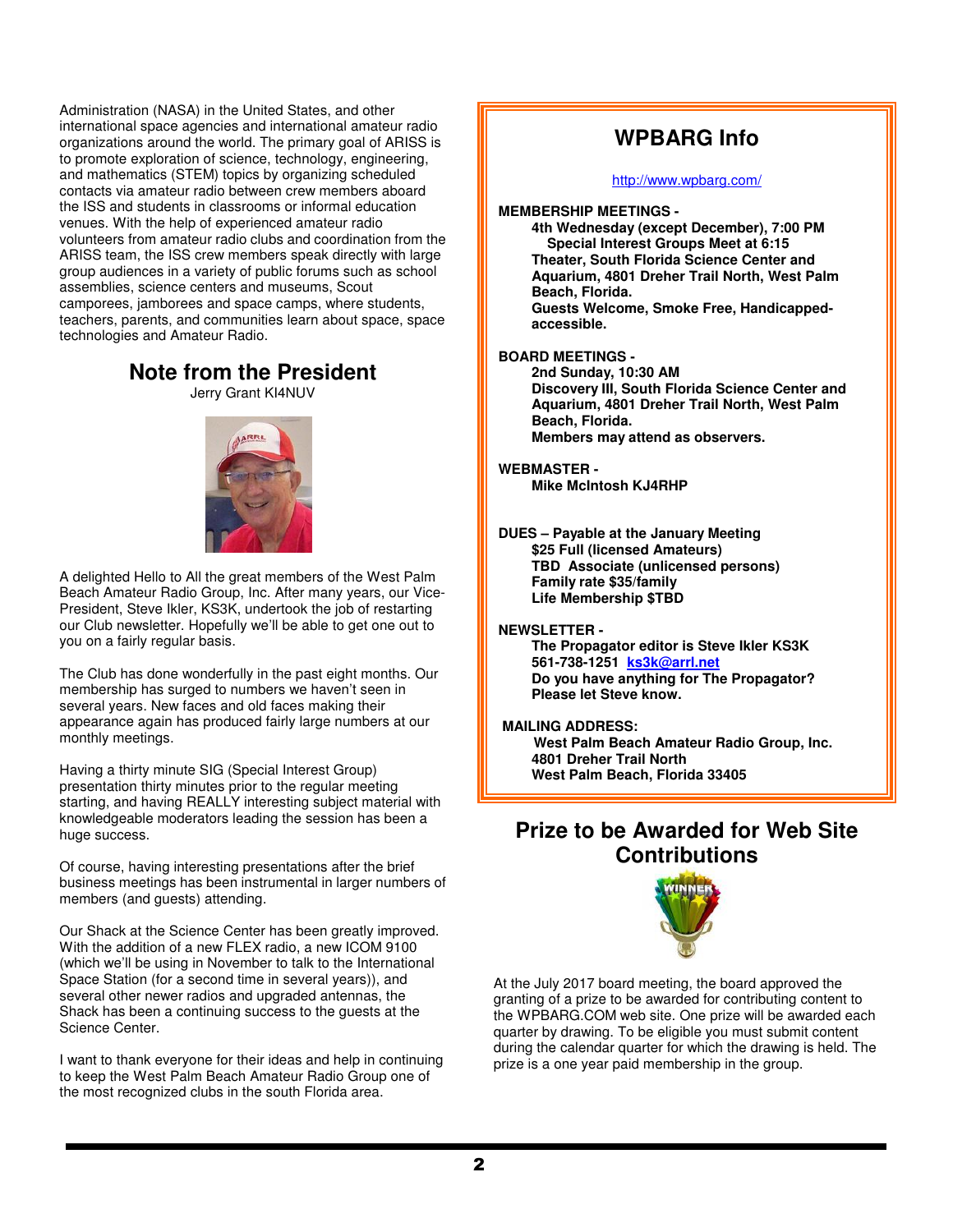Administration (NASA) in the United States, and other international space agencies and international amateur radio organizations around the world. The primary goal of ARISS is to promote exploration of science, technology, engineering, and mathematics (STEM) topics by organizing scheduled contacts via amateur radio between crew members aboard the ISS and students in classrooms or informal education venues. With the help of experienced amateur radio volunteers from amateur radio clubs and coordination from the ARISS team, the ISS crew members speak directly with large group audiences in a variety of public forums such as school assemblies, science centers and museums, Scout camporees, jamborees and space camps, where students, teachers, parents, and communities learn about space, space technologies and Amateur Radio.

## Note from the President

Jerry Grant KI4NUV

A delighted Hello to All the great members of the West Palm Beach Amateur Radio Group, Inc. After many years, our Vice-President, Steve Ikler, KS3K, undertook the job of restarting our Club newsletter. Hopefully we'll be able to get one out to you on a fairly regular basis.

The Club has done wonderfully in the past eight months. Our membership has surged to numbers we haven't seen in several years. New faces and old faces making their appearance again has produced fairly large numbers at our monthly meetings.

Having a thirty minute SIG (Special Interest Group) presentation thirty minutes prior to the regular meeting starting, and having REALLY interesting subject material with knowledgeable moderators leading the session has been a huge success.

Of course, having interesting presentations after the brief business meetings has been instrumental in larger numbers of members (and guests) attending.

Our Shack at the Science Center has been greatly improved. With the addition of a new FLEX radio, a new ICOM 9100 (which we'll be using in November to talk to the International Space Station (for a second time in several years)), and several other newer radios and upgraded antennas, the Shack has been a continuing success to the guests at the Science Center.

I want to thank everyone for their ideas and help in continuing to keep the West Palm Beach Amateur Radio Group one of the most recognized clubs in the south Florida area.

## WPBARG Info

http://www.wpbarg.com/

**MEMBERSHIP MEETINGS -**
**4th Wednesday (except December), 7:00 PM**
**Special Interest Groups Meet at 6:15**
**Theater, South Florida Science Center and Aquarium, 4801 Dreher Trail North, West Palm Beach, Florida.**
**Guests Welcome, Smoke Free, Handicapped-accessible.**

**BOARD MEETINGS -**
**2nd Sunday, 10:30 AM**
**Discovery III, South Florida Science Center and Aquarium, 4801 Dreher Trail North, West Palm Beach, Florida.**
**Members may attend as observers.**

**WEBMASTER -**
**Mike McIntosh KJ4RHP**

**DUES – Payable at the January Meeting**
**$25 Full (licensed Amateurs)**
**TBD Associate (unlicensed persons)**
**Family rate $35/family**
**Life Membership $TBD**

**NEWSLETTER -**
**The Propagator editor is Steve Ikler KS3K**
**561-738-1251 ks3k@arrl.net**
**Do you have anything for The Propagator?**
**Please let Steve know.**

**MAILING ADDRESS:**
**West Palm Beach Amateur Radio Group, Inc.**
**4801 Dreher Trail North**
**West Palm Beach, Florida 33405**

## Prize to be Awarded for Web Site Contributions

At the July 2017 board meeting, the board approved the granting of a prize to be awarded for contributing content to the WPBARG.COM web site. One prize will be awarded each quarter by drawing. To be eligible you must submit content during the calendar quarter for which the drawing is held. The prize is a one year paid membership in the group.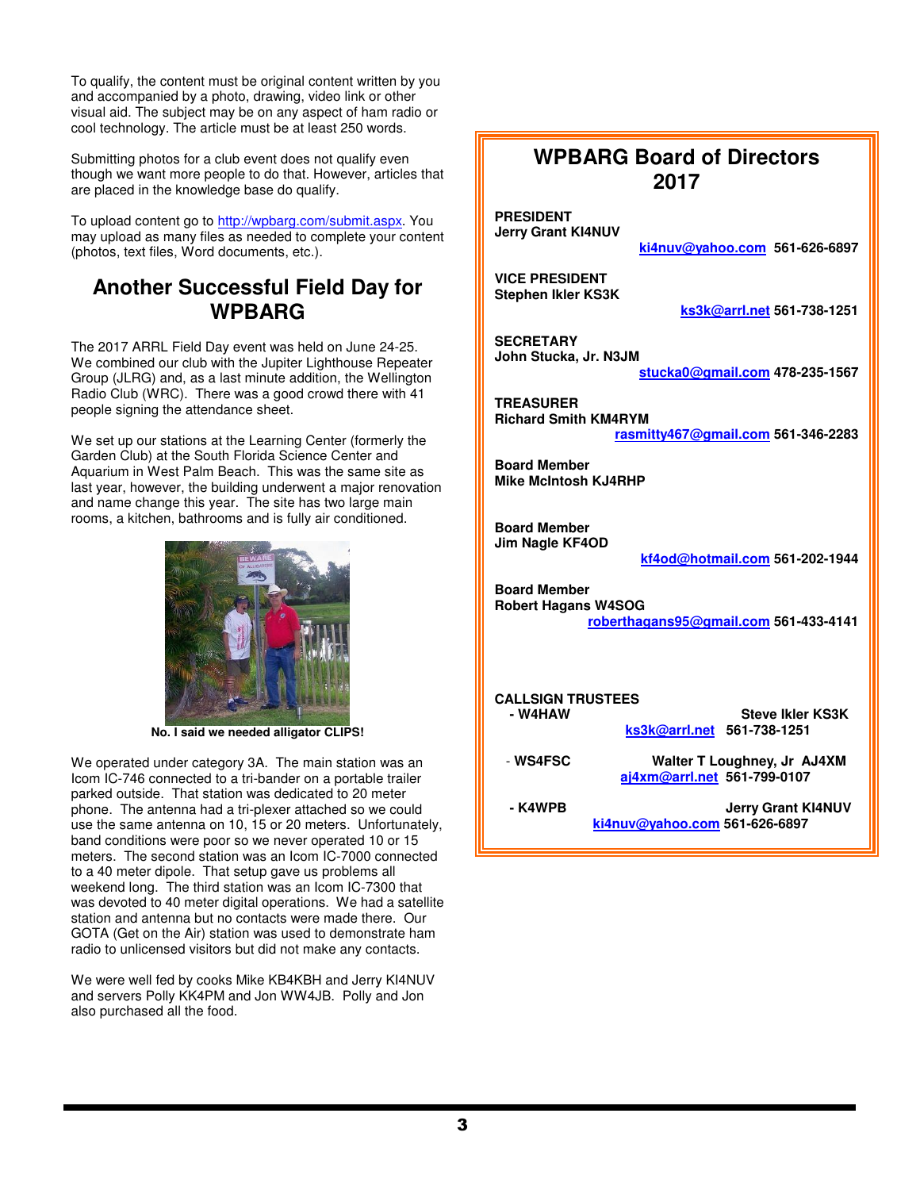To qualify, the content must be original content written by you and accompanied by a photo, drawing, video link or other visual aid. The subject may be on any aspect of ham radio or cool technology. The article must be at least 250 words.

Submitting photos for a club event does not qualify even though we want more people to do that. However, articles that are placed in the knowledge base do qualify.

To upload content go to http://wpbarg.com/submit.aspx. You may upload as many files as needed to complete your content (photos, text files, Word documents, etc.).

## Another Successful Field Day for WPBARG

The 2017 ARRL Field Day event was held on June 24-25. We combined our club with the Jupiter Lighthouse Repeater Group (JLRG) and, as a last minute addition, the Wellington Radio Club (WRC). There was a good crowd there with 41 people signing the attendance sheet.

We set up our stations at the Learning Center (formerly the Garden Club) at the South Florida Science Center and Aquarium in West Palm Beach. This was the same site as last year, however, the building underwent a major renovation and name change this year. The site has two large main rooms, a kitchen, bathrooms and is fully air conditioned.

**No. I said we needed alligator CLIPS!**

We operated under category 3A. The main station was an Icom IC-746 connected to a tri-bander on a portable trailer parked outside. That station was dedicated to 20 meter phone. The antenna had a tri-plexer attached so we could use the same antenna on 10, 15 or 20 meters. Unfortunately, band conditions were poor so we never operated 10 or 15 meters. The second station was an Icom IC-7000 connected to a 40 meter dipole. That setup gave us problems all weekend long. The third station was an Icom IC-7300 that was devoted to 40 meter digital operations. We had a satellite station and antenna but no contacts were made there. Our GOTA (Get on the Air) station was used to demonstrate ham radio to unlicensed visitors but did not make any contacts.

We were well fed by cooks Mike KB4KBH and Jerry KI4NUV and servers Polly KK4PM and Jon WW4JB. Polly and Jon also purchased all the food.

## WPBARG Board of Directors 2017

**PRESIDENT**
**Jerry Grant KI4NUV**
**ki4nuv@yahoo.com 561-626-6897**

**VICE PRESIDENT**
**Stephen Ikler KS3K**
**ks3k@arrl.net 561-738-1251**

**SECRETARY**
**John Stucka, Jr. N3JM**
**stucka0@gmail.com 478-235-1567**

**TREASURER**
**Richard Smith KM4RYM**
**rasmitty467@gmail.com 561-346-2283**

**Board Member**
**Mike McIntosh KJ4RHP**

**Board Member**
**Jim Nagle KF4OD**
**kf4od@hotmail.com 561-202-1944**

**Board Member**
**Robert Hagans W4SOG**
**roberthagans95@gmail.com 561-433-4141**

**CALLSIGN TRUSTEES**

- **W4HAW** — **Steve Ikler KS3K** — **ks3k@arrl.net 561-738-1251**
- **WS4FSC** — **Walter T Loughney, Jr AJ4XM** — **aj4xm@arrl.net 561-799-0107**
- **K4WPB** — **Jerry Grant KI4NUV** — **ki4nuv@yahoo.com 561-626-6897**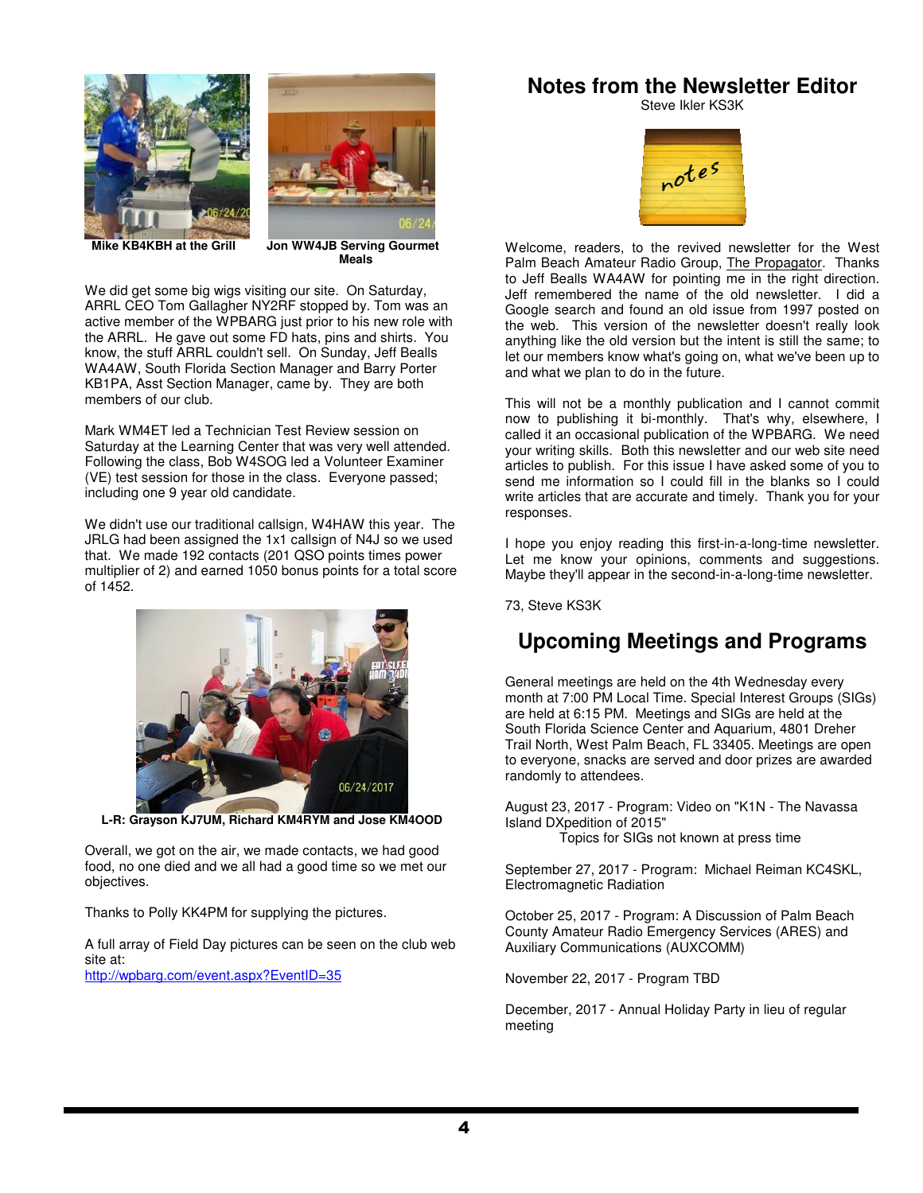**Mike KB4KBH at the Grill**

**Jon WW4JB Serving Gourmet Meals**

We did get some big wigs visiting our site. On Saturday, ARRL CEO Tom Gallagher NY2RF stopped by. Tom was an active member of the WPBARG just prior to his new role with the ARRL. He gave out some FD hats, pins and shirts. You know, the stuff ARRL couldn't sell. On Sunday, Jeff Bealls WA4AW, South Florida Section Manager and Barry Porter KB1PA, Asst Section Manager, came by. They are both members of our club.

Mark WM4ET led a Technician Test Review session on Saturday at the Learning Center that was very well attended. Following the class, Bob W4SOG led a Volunteer Examiner (VE) test session for those in the class. Everyone passed; including one 9 year old candidate.

We didn't use our traditional callsign, W4HAW this year. The JRLG had been assigned the 1x1 callsign of N4J so we used that. We made 192 contacts (201 QSO points times power multiplier of 2) and earned 1050 bonus points for a total score of 1452.

**L-R: Grayson KJ7UM, Richard KM4RYM and Jose KM4OOD**

Overall, we got on the air, we made contacts, we had good food, no one died and we all had a good time so we met our objectives.

Thanks to Polly KK4PM for supplying the pictures.

A full array of Field Day pictures can be seen on the club web site at:
http://wpbarg.com/event.aspx?EventID=35

# Notes from the Newsletter Editor

Steve Ikler KS3K

Welcome, readers, to the revived newsletter for the West Palm Beach Amateur Radio Group, The Propagator. Thanks to Jeff Bealls WA4AW for pointing me in the right direction. Jeff remembered the name of the old newsletter. I did a Google search and found an old issue from 1997 posted on the web. This version of the newsletter doesn't really look anything like the old version but the intent is still the same; to let our members know what's going on, what we've been up to and what we plan to do in the future.

This will not be a monthly publication and I cannot commit now to publishing it bi-monthly. That's why, elsewhere, I called it an occasional publication of the WPBARG. We need your writing skills. Both this newsletter and our web site need articles to publish. For this issue I have asked some of you to send me information so I could fill in the blanks so I could write articles that are accurate and timely. Thank you for your responses.

I hope you enjoy reading this first-in-a-long-time newsletter. Let me know your opinions, comments and suggestions. Maybe they'll appear in the second-in-a-long-time newsletter.

73, Steve KS3K

# Upcoming Meetings and Programs

General meetings are held on the 4th Wednesday every month at 7:00 PM Local Time. Special Interest Groups (SIGs) are held at 6:15 PM. Meetings and SIGs are held at the South Florida Science Center and Aquarium, 4801 Dreher Trail North, West Palm Beach, FL 33405. Meetings are open to everyone, snacks are served and door prizes are awarded randomly to attendees.

August 23, 2017 - Program: Video on "K1N - The Navassa Island DXpedition of 2015"
Topics for SIGs not known at press time

September 27, 2017 - Program: Michael Reiman KC4SKL, Electromagnetic Radiation

October 25, 2017 - Program: A Discussion of Palm Beach County Amateur Radio Emergency Services (ARES) and Auxiliary Communications (AUXCOMM)

November 22, 2017 - Program TBD

December, 2017 - Annual Holiday Party in lieu of regular meeting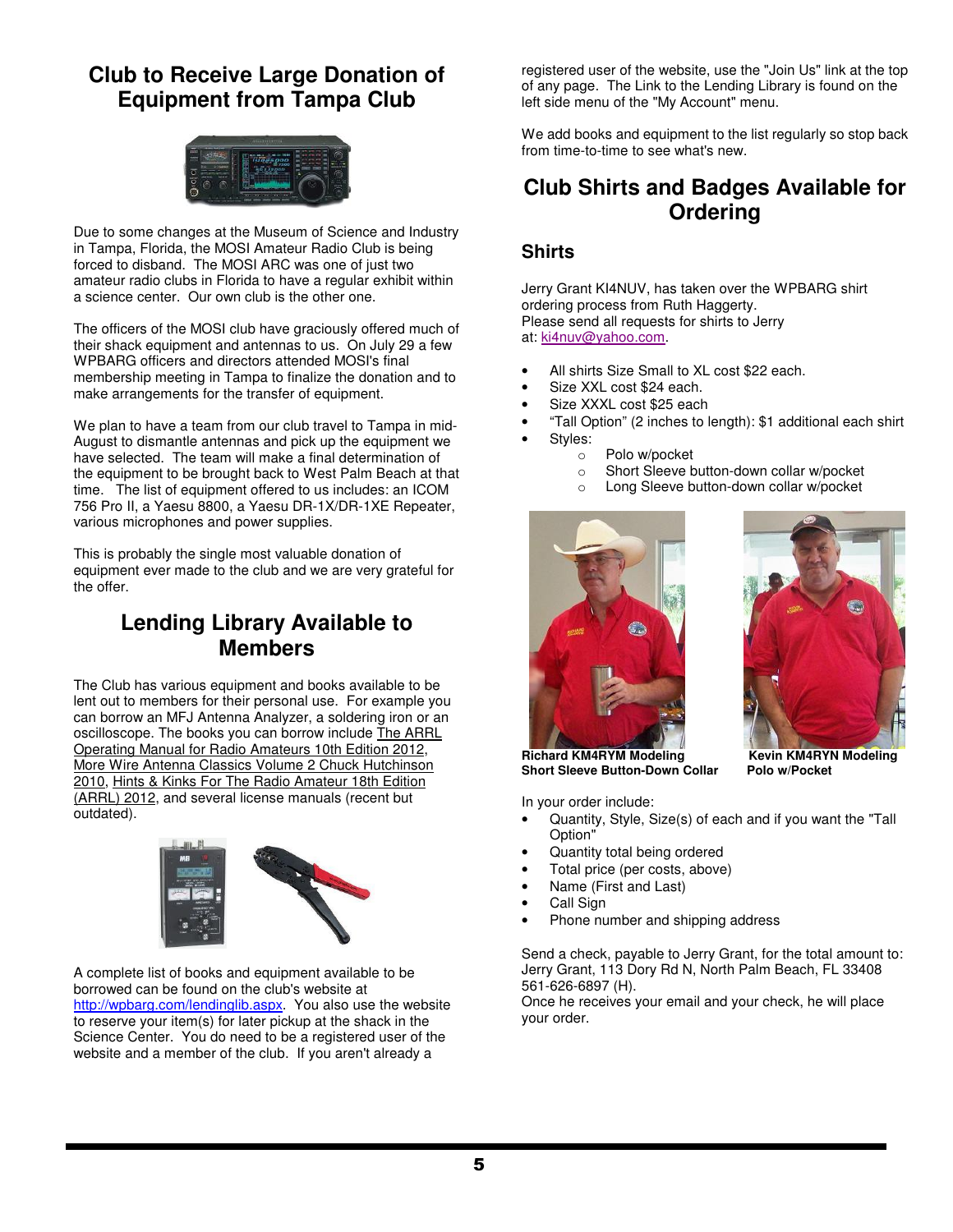## Club to Receive Large Donation of Equipment from Tampa Club

Due to some changes at the Museum of Science and Industry in Tampa, Florida, the MOSI Amateur Radio Club is being forced to disband. The MOSI ARC was one of just two amateur radio clubs in Florida to have a regular exhibit within a science center. Our own club is the other one.

The officers of the MOSI club have graciously offered much of their shack equipment and antennas to us. On July 29 a few WPBARG officers and directors attended MOSI's final membership meeting in Tampa to finalize the donation and to make arrangements for the transfer of equipment.

We plan to have a team from our club travel to Tampa in mid-August to dismantle antennas and pick up the equipment we have selected. The team will make a final determination of the equipment to be brought back to West Palm Beach at that time. The list of equipment offered to us includes: an ICOM 756 Pro II, a Yaesu 8800, a Yaesu DR-1X/DR-1XE Repeater, various microphones and power supplies.

This is probably the single most valuable donation of equipment ever made to the club and we are very grateful for the offer.

## Lending Library Available to Members

The Club has various equipment and books available to be lent out to members for their personal use. For example you can borrow an MFJ Antenna Analyzer, a soldering iron or an oscilloscope. The books you can borrow include The ARRL Operating Manual for Radio Amateurs 10th Edition 2012, More Wire Antenna Classics Volume 2 Chuck Hutchinson 2010, Hints & Kinks For The Radio Amateur 18th Edition (ARRL) 2012, and several license manuals (recent but outdated).

A complete list of books and equipment available to be borrowed can be found on the club's website at http://wpbarg.com/lendinglib.aspx. You also use the website to reserve your item(s) for later pickup at the shack in the Science Center. You do need to be a registered user of the website and a member of the club. If you aren't already a registered user of the website, use the "Join Us" link at the top of any page. The Link to the Lending Library is found on the left side menu of the "My Account" menu.

We add books and equipment to the list regularly so stop back from time-to-time to see what's new.

## Club Shirts and Badges Available for Ordering

### Shirts

Jerry Grant KI4NUV, has taken over the WPBARG shirt ordering process from Ruth Haggerty.
Please send all requests for shirts to Jerry at: ki4nuv@yahoo.com.

- All shirts Size Small to XL cost $22 each.
- Size XXL cost $24 each.
- Size XXXL cost $25 each
- "Tall Option" (2 inches to length): $1 additional each shirt
- Styles:
  - Polo w/pocket
  - Short Sleeve button-down collar w/pocket
  - Long Sleeve button-down collar w/pocket

**Richard KM4RYM Modeling Short Sleeve Button-Down Collar**

**Kevin KM4RYN Modeling Polo w/Pocket**

In your order include:

- Quantity, Style, Size(s) of each and if you want the "Tall Option"
- Quantity total being ordered
- Total price (per costs, above)
- Name (First and Last)
- Call Sign
- Phone number and shipping address

Send a check, payable to Jerry Grant, for the total amount to: Jerry Grant, 113 Dory Rd N, North Palm Beach, FL 33408 561-626-6897 (H).
Once he receives your email and your check, he will place your order.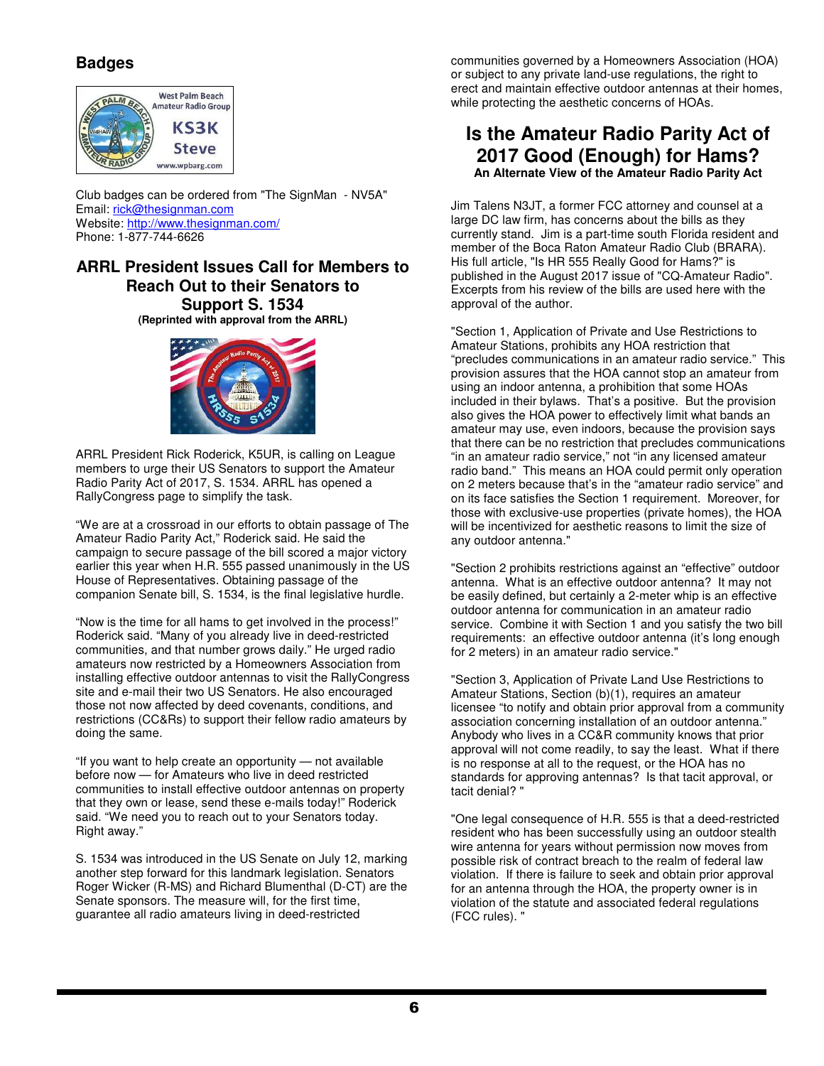## Badges

Club badges can be ordered from "The SignMan - NV5A"
Email: rick@thesignman.com
Website: http://www.thesignman.com/
Phone: 1-877-744-6626

## ARRL President Issues Call for Members to Reach Out to their Senators to Support S. 1534

**(Reprinted with approval from the ARRL)**

ARRL President Rick Roderick, K5UR, is calling on League members to urge their US Senators to support the Amateur Radio Parity Act of 2017, S. 1534. ARRL has opened a RallyCongress page to simplify the task.

"We are at a crossroad in our efforts to obtain passage of The Amateur Radio Parity Act," Roderick said. He said the campaign to secure passage of the bill scored a major victory earlier this year when H.R. 555 passed unanimously in the US House of Representatives. Obtaining passage of the companion Senate bill, S. 1534, is the final legislative hurdle.

"Now is the time for all hams to get involved in the process!" Roderick said. "Many of you already live in deed-restricted communities, and that number grows daily." He urged radio amateurs now restricted by a Homeowners Association from installing effective outdoor antennas to visit the RallyCongress site and e-mail their two US Senators. He also encouraged those not now affected by deed covenants, conditions, and restrictions (CC&Rs) to support their fellow radio amateurs by doing the same.

"If you want to help create an opportunity — not available before now — for Amateurs who live in deed restricted communities to install effective outdoor antennas on property that they own or lease, send these e-mails today!" Roderick said. "We need you to reach out to your Senators today. Right away."

S. 1534 was introduced in the US Senate on July 12, marking another step forward for this landmark legislation. Senators Roger Wicker (R-MS) and Richard Blumenthal (D-CT) are the Senate sponsors. The measure will, for the first time, guarantee all radio amateurs living in deed-restricted communities governed by a Homeowners Association (HOA) or subject to any private land-use regulations, the right to erect and maintain effective outdoor antennas at their homes, while protecting the aesthetic concerns of HOAs.

## Is the Amateur Radio Parity Act of 2017 Good (Enough) for Hams?

**An Alternate View of the Amateur Radio Parity Act**

Jim Talens N3JT, a former FCC attorney and counsel at a large DC law firm, has concerns about the bills as they currently stand. Jim is a part-time south Florida resident and member of the Boca Raton Amateur Radio Club (BRARA). His full article, "Is HR 555 Really Good for Hams?" is published in the August 2017 issue of "CQ-Amateur Radio". Excerpts from his review of the bills are used here with the approval of the author.

"Section 1, Application of Private and Use Restrictions to Amateur Stations, prohibits any HOA restriction that "precludes communications in an amateur radio service." This provision assures that the HOA cannot stop an amateur from using an indoor antenna, a prohibition that some HOAs included in their bylaws. That's a positive. But the provision also gives the HOA power to effectively limit what bands an amateur may use, even indoors, because the provision says that there can be no restriction that precludes communications "in an amateur radio service," not "in any licensed amateur radio band." This means an HOA could permit only operation on 2 meters because that's in the "amateur radio service" and on its face satisfies the Section 1 requirement. Moreover, for those with exclusive-use properties (private homes), the HOA will be incentivized for aesthetic reasons to limit the size of any outdoor antenna."

"Section 2 prohibits restrictions against an "effective" outdoor antenna. What is an effective outdoor antenna? It may not be easily defined, but certainly a 2-meter whip is an effective outdoor antenna for communication in an amateur radio service. Combine it with Section 1 and you satisfy the two bill requirements: an effective outdoor antenna (it's long enough for 2 meters) in an amateur radio service."

"Section 3, Application of Private Land Use Restrictions to Amateur Stations, Section (b)(1), requires an amateur licensee "to notify and obtain prior approval from a community association concerning installation of an outdoor antenna." Anybody who lives in a CC&R community knows that prior approval will not come readily, to say the least. What if there is no response at all to the request, or the HOA has no standards for approving antennas? Is that tacit approval, or tacit denial? "

"One legal consequence of H.R. 555 is that a deed-restricted resident who has been successfully using an outdoor stealth wire antenna for years without permission now moves from possible risk of contract breach to the realm of federal law violation. If there is failure to seek and obtain prior approval for an antenna through the HOA, the property owner is in violation of the statute and associated federal regulations (FCC rules). "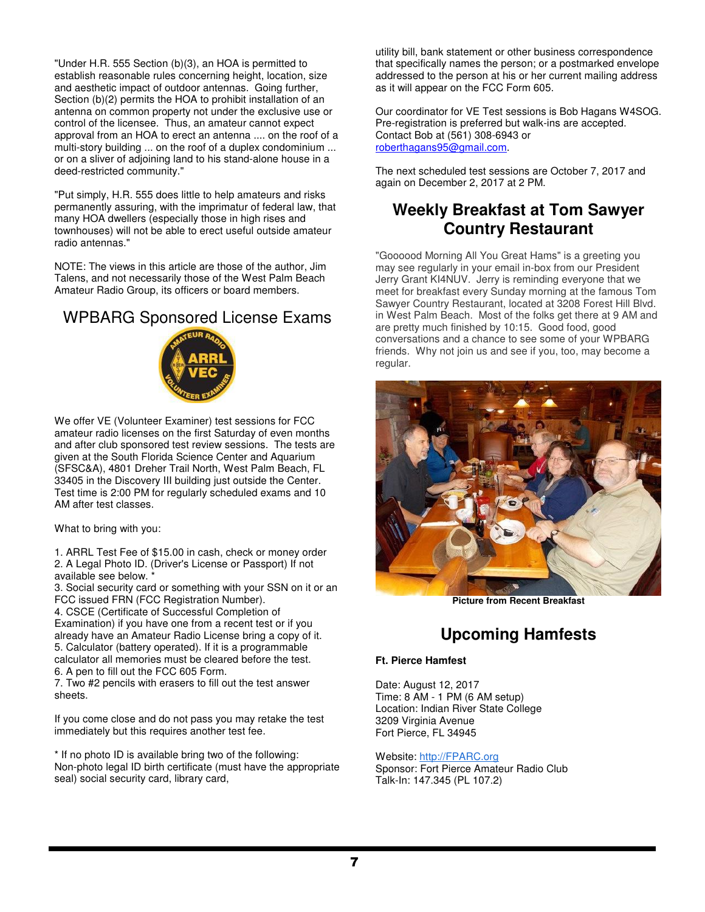"Under H.R. 555 Section (b)(3), an HOA is permitted to establish reasonable rules concerning height, location, size and aesthetic impact of outdoor antennas. Going further, Section (b)(2) permits the HOA to prohibit installation of an antenna on common property not under the exclusive use or control of the licensee. Thus, an amateur cannot expect approval from an HOA to erect an antenna .... on the roof of a multi-story building ... on the roof of a duplex condominium ... or on a sliver of adjoining land to his stand-alone house in a deed-restricted community."

"Put simply, H.R. 555 does little to help amateurs and risks permanently assuring, with the imprimatur of federal law, that many HOA dwellers (especially those in high rises and townhouses) will not be able to erect useful outside amateur radio antennas."

NOTE: The views in this article are those of the author, Jim Talens, and not necessarily those of the West Palm Beach Amateur Radio Group, its officers or board members.

## WPBARG Sponsored License Exams

We offer VE (Volunteer Examiner) test sessions for FCC amateur radio licenses on the first Saturday of even months and after club sponsored test review sessions. The tests are given at the South Florida Science Center and Aquarium (SFSC&A), 4801 Dreher Trail North, West Palm Beach, FL 33405 in the Discovery III building just outside the Center. Test time is 2:00 PM for regularly scheduled exams and 10 AM after test classes.

What to bring with you:

1. ARRL Test Fee of $15.00 in cash, check or money order
2. A Legal Photo ID. (Driver's License or Passport) If not available see below. *
3. Social security card or something with your SSN on it or an FCC issued FRN (FCC Registration Number).
4. CSCE (Certificate of Successful Completion of Examination) if you have one from a recent test or if you already have an Amateur Radio License bring a copy of it.
5. Calculator (battery operated). If it is a programmable calculator all memories must be cleared before the test.
6. A pen to fill out the FCC 605 Form.
7. Two #2 pencils with erasers to fill out the test answer sheets.

If you come close and do not pass you may retake the test immediately but this requires another test fee.

* If no photo ID is available bring two of the following: Non-photo legal ID birth certificate (must have the appropriate seal) social security card, library card, utility bill, bank statement or other business correspondence that specifically names the person; or a postmarked envelope addressed to the person at his or her current mailing address as it will appear on the FCC Form 605.

Our coordinator for VE Test sessions is Bob Hagans W4SOG. Pre-registration is preferred but walk-ins are accepted. Contact Bob at (561) 308-6943 or roberthagans95@gmail.com.

The next scheduled test sessions are October 7, 2017 and again on December 2, 2017 at 2 PM.

## Weekly Breakfast at Tom Sawyer Country Restaurant

"Goooood Morning All You Great Hams" is a greeting you may see regularly in your email in-box from our President Jerry Grant KI4NUV. Jerry is reminding everyone that we meet for breakfast every Sunday morning at the famous Tom Sawyer Country Restaurant, located at 3208 Forest Hill Blvd. in West Palm Beach. Most of the folks get there at 9 AM and are pretty much finished by 10:15. Good food, good conversations and a chance to see some of your WPBARG friends. Why not join us and see if you, too, may become a regular.

**Picture from Recent Breakfast**

## Upcoming Hamfests

**Ft. Pierce Hamfest**

Date: August 12, 2017
Time: 8 AM - 1 PM (6 AM setup)
Location: Indian River State College
3209 Virginia Avenue
Fort Pierce, FL 34945

Website: http://FPARC.org
Sponsor: Fort Pierce Amateur Radio Club
Talk-In: 147.345 (PL 107.2)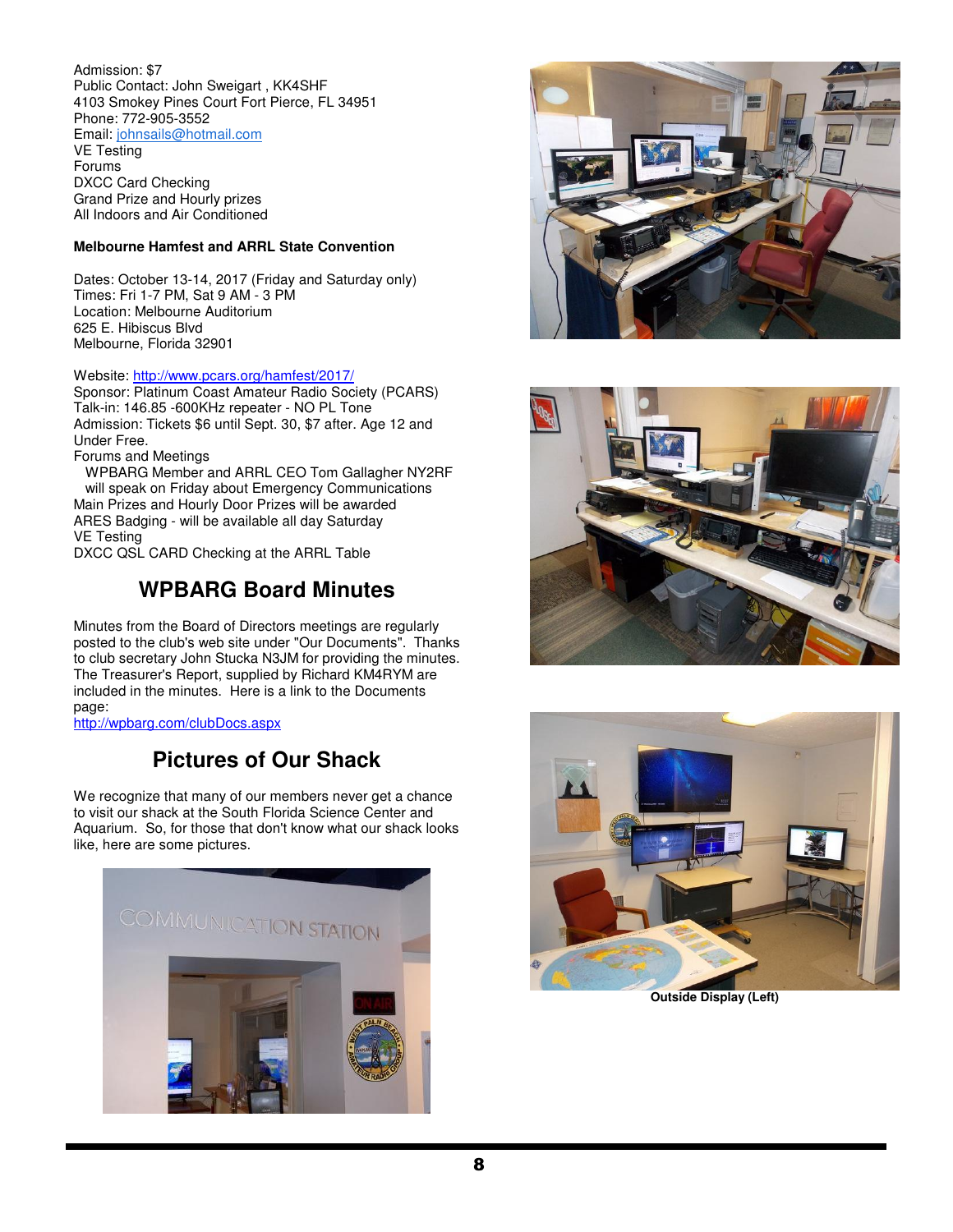Admission: $7
Public Contact: John Sweigart , KK4SHF
4103 Smokey Pines Court Fort Pierce, FL 34951
Phone: 772-905-3552
Email: johnsails@hotmail.com
VE Testing
Forums
DXCC Card Checking
Grand Prize and Hourly prizes
All Indoors and Air Conditioned

**Melbourne Hamfest and ARRL State Convention**

Dates: October 13-14, 2017 (Friday and Saturday only)
Times: Fri 1-7 PM, Sat 9 AM - 3 PM
Location: Melbourne Auditorium
625 E. Hibiscus Blvd
Melbourne, Florida 32901

Website: http://www.pcars.org/hamfest/2017/
Sponsor: Platinum Coast Amateur Radio Society (PCARS)
Talk-in: 146.85 -600KHz repeater - NO PL Tone
Admission: Tickets $6 until Sept. 30, $7 after. Age 12 and Under Free.
Forums and Meetings
WPBARG Member and ARRL CEO Tom Gallagher NY2RF will speak on Friday about Emergency Communications
Main Prizes and Hourly Door Prizes will be awarded
ARES Badging - will be available all day Saturday
VE Testing
DXCC QSL CARD Checking at the ARRL Table

## WPBARG Board Minutes

Minutes from the Board of Directors meetings are regularly posted to the club's web site under "Our Documents". Thanks to club secretary John Stucka N3JM for providing the minutes. The Treasurer's Report, supplied by Richard KM4RYM are included in the minutes. Here is a link to the Documents page:
http://wpbarg.com/clubDocs.aspx

## Pictures of Our Shack

We recognize that many of our members never get a chance to visit our shack at the South Florida Science Center and Aquarium. So, for those that don't know what our shack looks like, here are some pictures.

**Outside Display (Left)**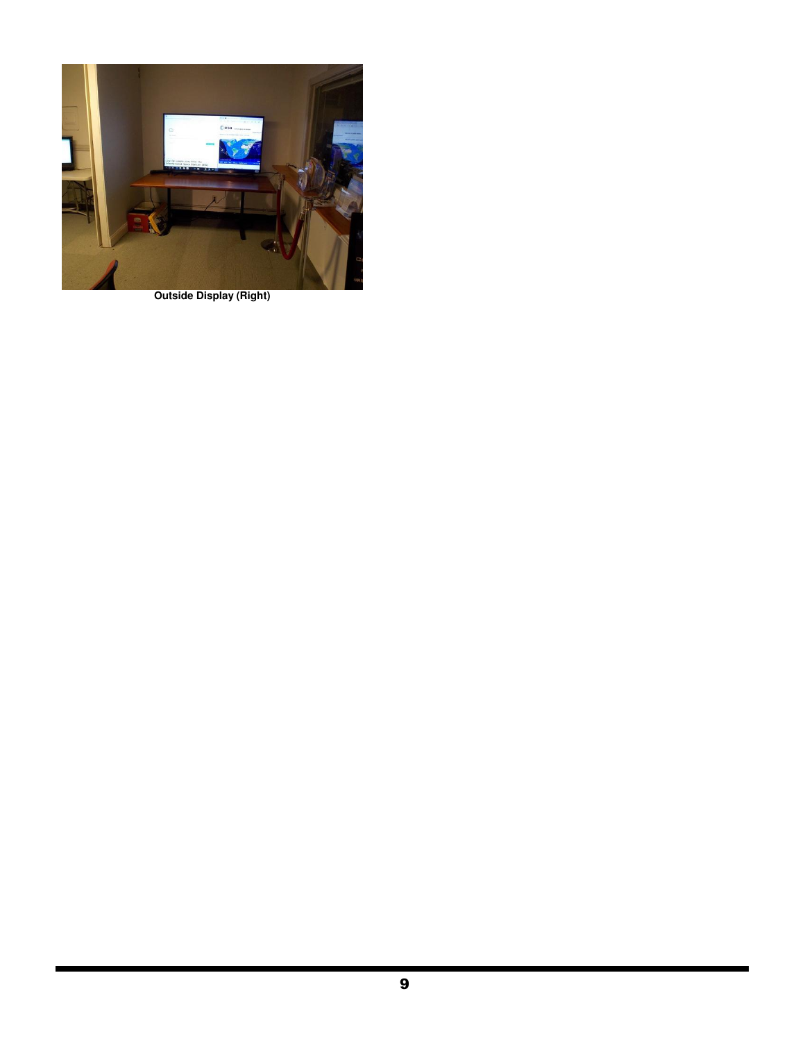Outside Display (Right)